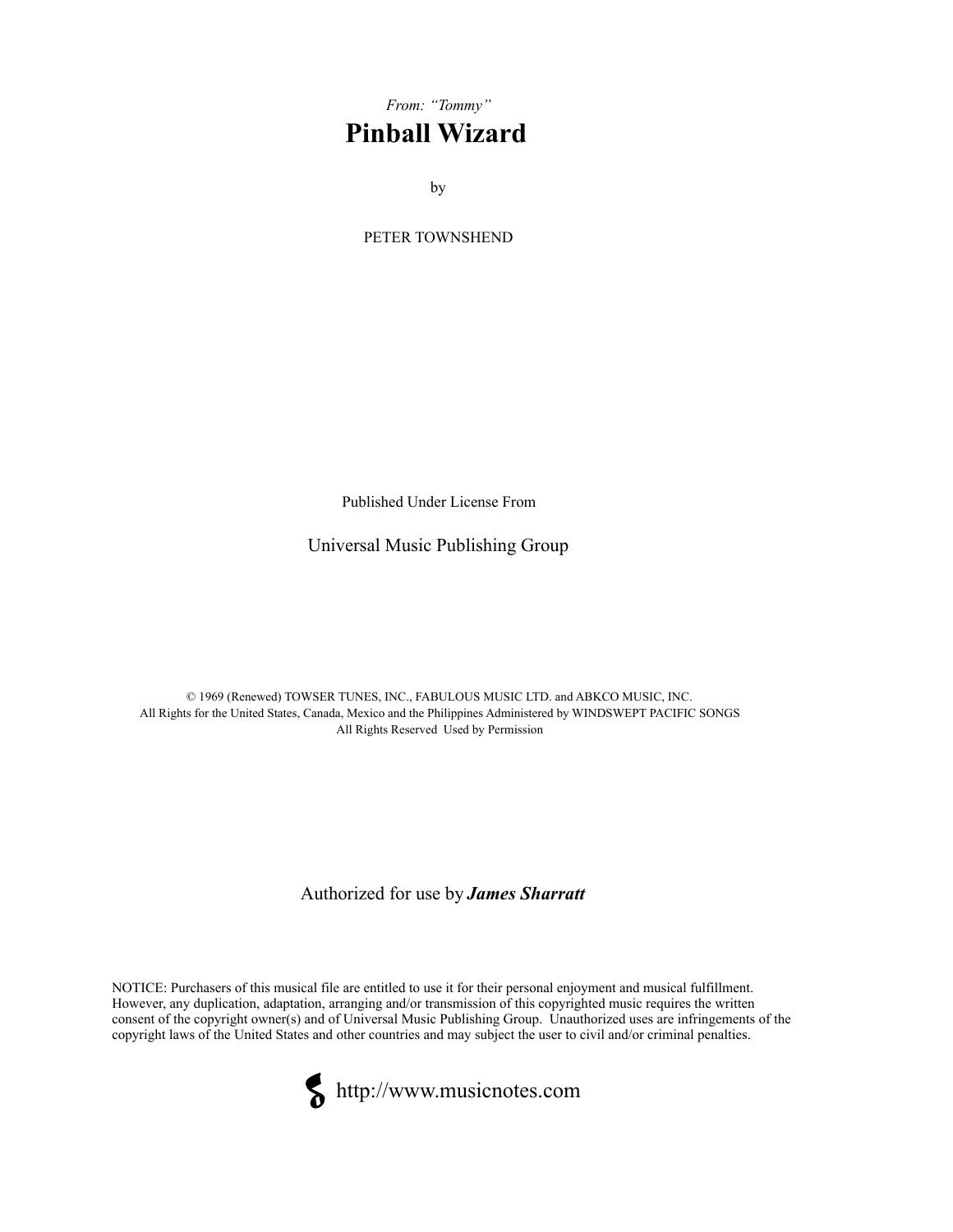*From: "Tommy"*

# Pinball Wizard

by

PETER TOWNSHEND

Published Under License From

Universal Music Publishing Group

© 1969 (Renewed) TOWSER TUNES, INC., FABULOUS MUSIC LTD. and ABKCO MUSIC, INC.
All Rights for the United States, Canada, Mexico and the Philippines Administered by WINDSWEPT PACIFIC SONGS
All Rights Reserved Used by Permission

Authorized for use by ***James Sharratt***

NOTICE: Purchasers of this musical file are entitled to use it for their personal enjoyment and musical fulfillment. However, any duplication, adaptation, arranging and/or transmission of this copyrighted music requires the written consent of the copyright owner(s) and of Universal Music Publishing Group. Unauthorized uses are infringements of the copyright laws of the United States and other countries and may subject the user to civil and/or criminal penalties.

http://www.musicnotes.com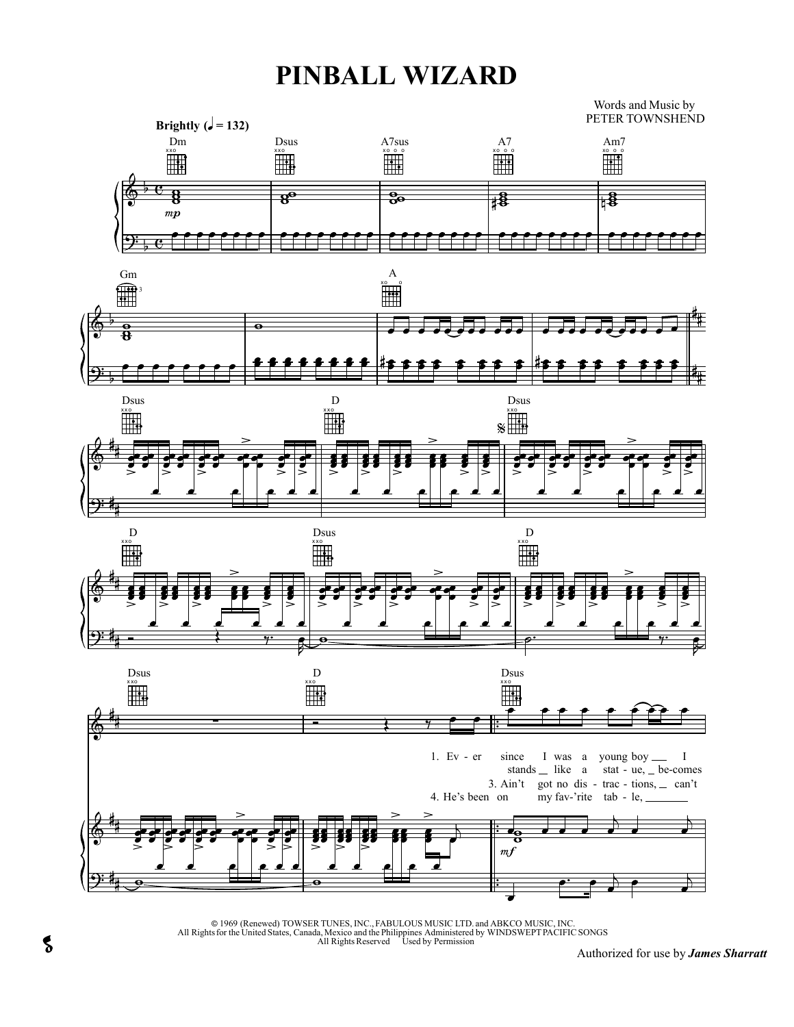# PINBALL WIZARD

Words and Music by
PETER TOWNSHEND

Brightly (♩ = 132)

Dm — Dsus — A7sus — A7 — Am7

Gm — A

Dsus — D — Dsus

D — Dsus — D

Dsus — D — Dsus

1. Ev - er since I was a young boy I
stands like a stat - ue, be - comes
3. Ain't got no dis - trac - tions, can't
4. He's been on my fav-'rite ta - ble,

© 1969 (Renewed) TOWSER TUNES, INC., FABULOUS MUSIC LTD. and ABKCO MUSIC, INC.
All Rights for the United States, Canada, Mexico and the Philippines Administered by WINDSWEPT PACIFIC SONGS
All Rights Reserved Used by Permission

Authorized for use by *James Sharratt*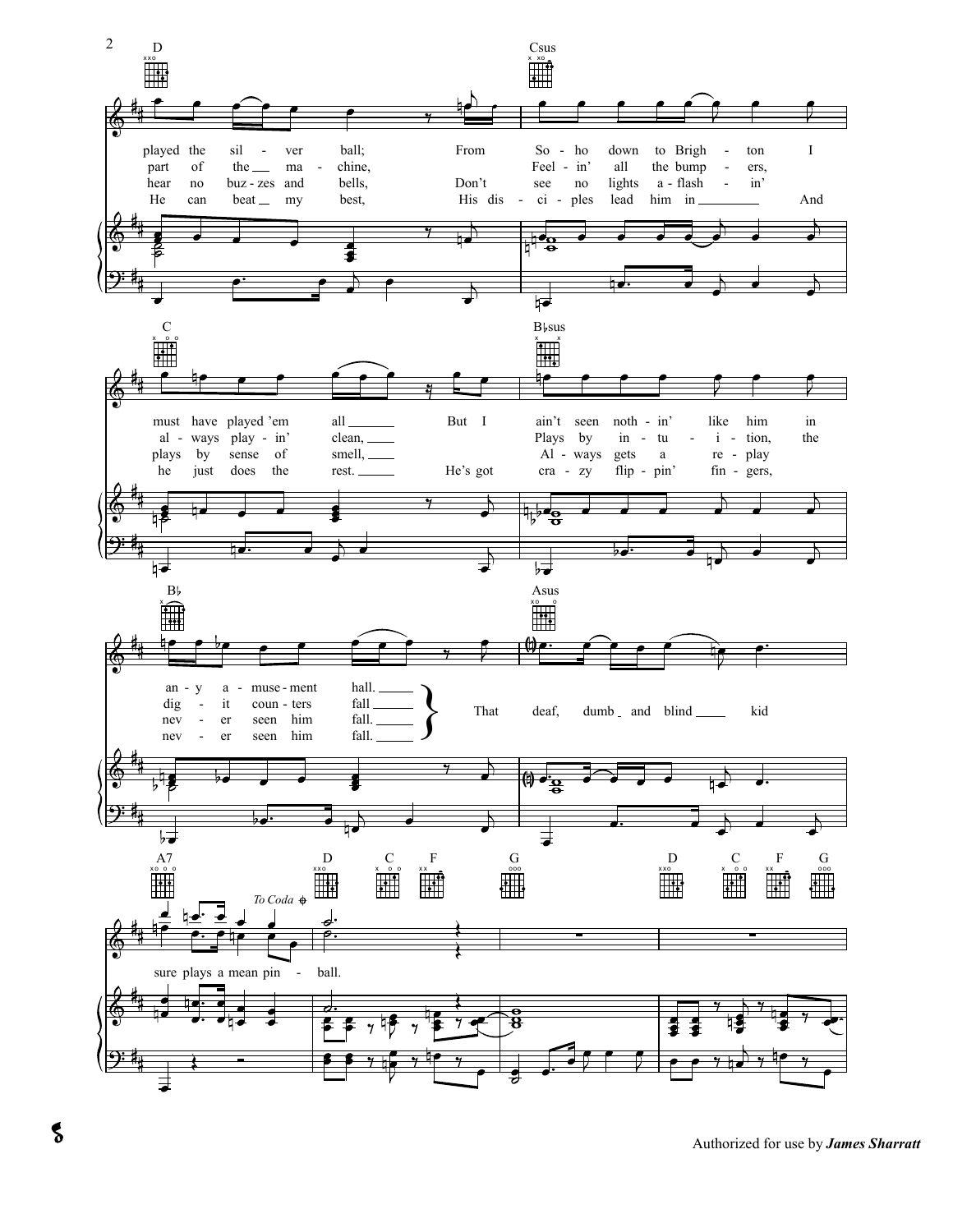D | Csus | C | B♭sus | B♭ | Asus | A7 | D C F G | D C F G

played the silver ball; From Soho down to Brighton I must have played 'em all But I ain't seen nothin' like him in any amusement hall.

part of the machine, Feelin' all the bumpers, always playin' clean, Plays by intuition, the digit counters fall

hear no buzzes and bells, Don't see no lights a-flashin', plays by sense of smell, Always gets a replay never seen him fall.

He can beat my best, His disciples lead him in And he just does the rest. He's got crazy flippin' fingers, never seen him fall.

That deaf, dumb and blind kid sure plays a mean pinball.

*To Coda* ⊕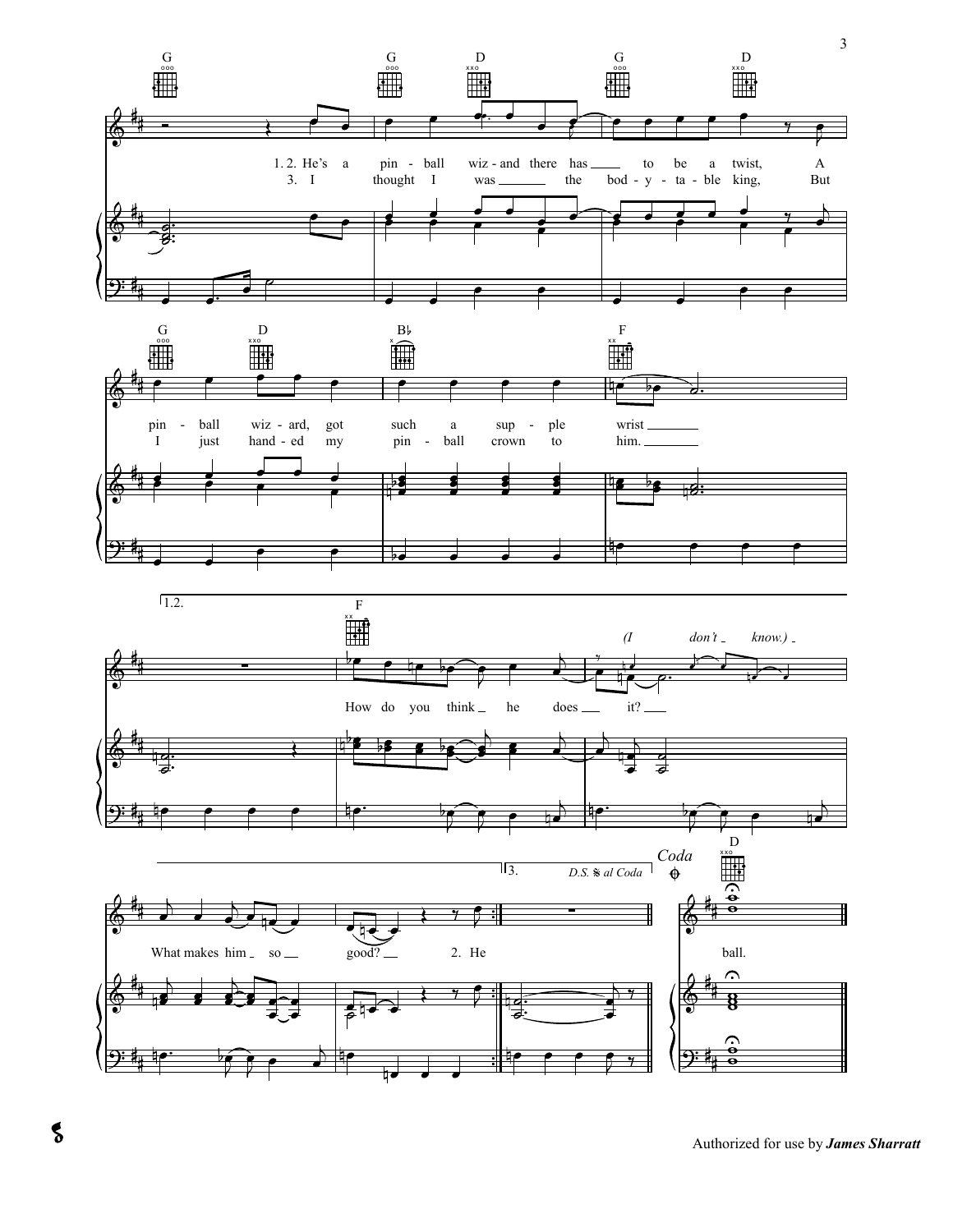G G D G D

1. 2. He's a pin - ball wiz - and there has ___ to be a twist, A
3. I thought I was ___ the bod - y - ta - ble king, But

G D B♭ F

pin - ball wiz - ard, got such a sup - ple wrist ___
I just hand - ed my pin - ball crown to him. ___

1.2.

F

*(I don't ___ know.)* ___

How do you think ___ he does ___ it? ___

3. *D.S. 𝄋 al Coda*

*Coda* 𝄌

D

What makes him ___ so ___ good? ___ 2. He

ball.